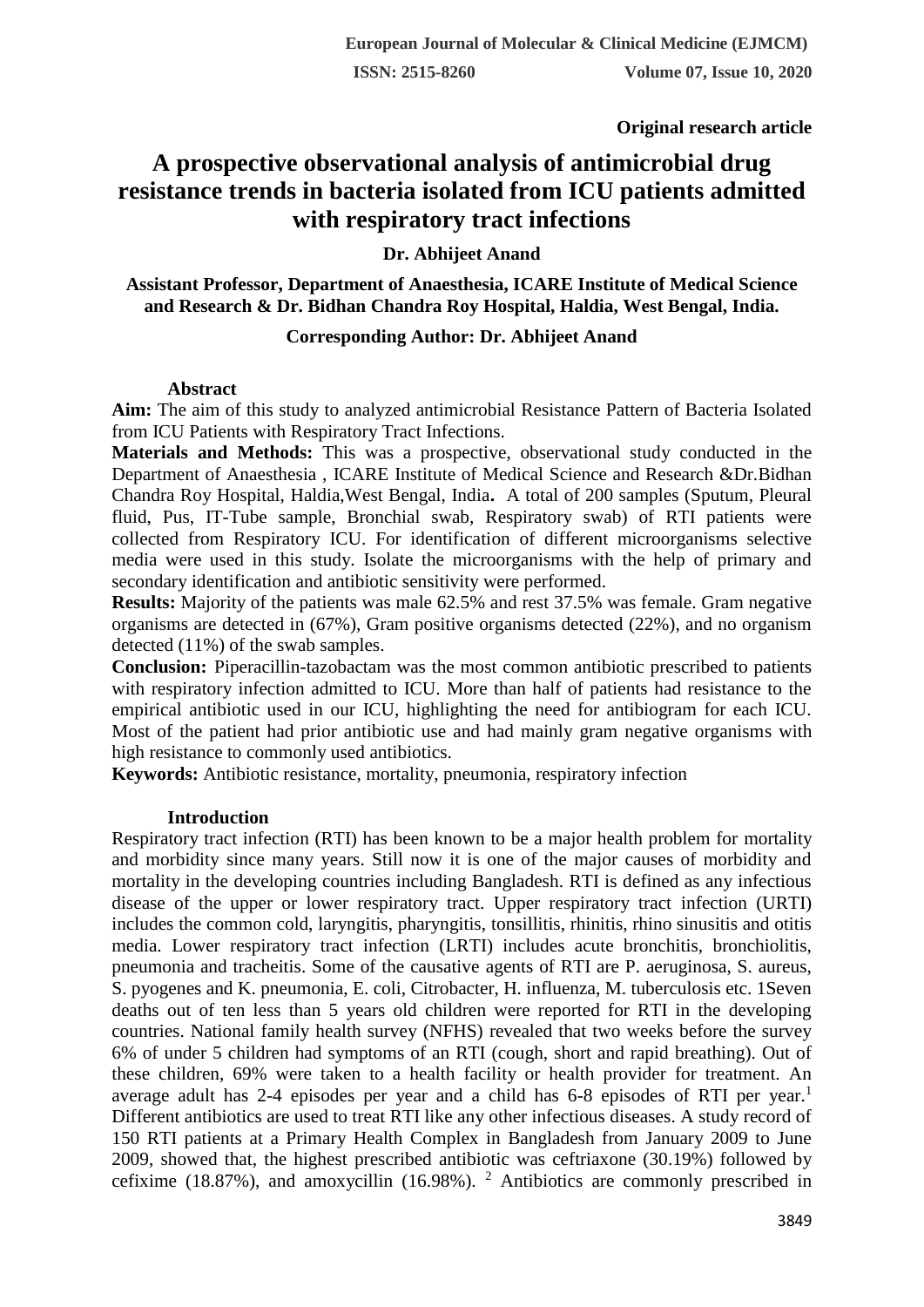**Original research article**

# A prospective observational analysis of antimicrobial drug resistance trends in bacteria isolated from ICU patients admitted with respiratory tract infections

**Dr. Abhijeet Anand**

**Assistant Professor, Department of Anaesthesia, ICARE Institute of Medical Science and Research & Dr. Bidhan Chandra Roy Hospital, Haldia, West Bengal, India.**

**Corresponding Author: Dr. Abhijeet Anand**

## Abstract

**Aim:** The aim of this study to analyzed antimicrobial Resistance Pattern of Bacteria Isolated from ICU Patients with Respiratory Tract Infections.

**Materials and Methods:** This was a prospective, observational study conducted in the Department of Anaesthesia , ICARE Institute of Medical Science and Research &Dr.Bidhan Chandra Roy Hospital, Haldia,West Bengal, India**.** A total of 200 samples (Sputum, Pleural fluid, Pus, IT-Tube sample, Bronchial swab, Respiratory swab) of RTI patients were collected from Respiratory ICU. For identification of different microorganisms selective media were used in this study. Isolate the microorganisms with the help of primary and secondary identification and antibiotic sensitivity were performed.

**Results:** Majority of the patients was male 62.5% and rest 37.5% was female. Gram negative organisms are detected in (67%), Gram positive organisms detected (22%), and no organism detected (11%) of the swab samples.

**Conclusion:** Piperacillin-tazobactam was the most common antibiotic prescribed to patients with respiratory infection admitted to ICU. More than half of patients had resistance to the empirical antibiotic used in our ICU, highlighting the need for antibiogram for each ICU. Most of the patient had prior antibiotic use and had mainly gram negative organisms with high resistance to commonly used antibiotics.

**Keywords:** Antibiotic resistance, mortality, pneumonia, respiratory infection

## Introduction

Respiratory tract infection (RTI) has been known to be a major health problem for mortality and morbidity since many years. Still now it is one of the major causes of morbidity and mortality in the developing countries including Bangladesh. RTI is defined as any infectious disease of the upper or lower respiratory tract. Upper respiratory tract infection (URTI) includes the common cold, laryngitis, pharyngitis, tonsillitis, rhinitis, rhino sinusitis and otitis media. Lower respiratory tract infection (LRTI) includes acute bronchitis, bronchiolitis, pneumonia and tracheitis. Some of the causative agents of RTI are P. aeruginosa, S. aureus, S. pyogenes and K. pneumonia, E. coli, Citrobacter, H. influenza, M. tuberculosis etc. 1Seven deaths out of ten less than 5 years old children were reported for RTI in the developing countries. National family health survey (NFHS) revealed that two weeks before the survey 6% of under 5 children had symptoms of an RTI (cough, short and rapid breathing). Out of these children, 69% were taken to a health facility or health provider for treatment. An average adult has 2-4 episodes per year and a child has 6-8 episodes of RTI per year.[1] Different antibiotics are used to treat RTI like any other infectious diseases. A study record of 150 RTI patients at a Primary Health Complex in Bangladesh from January 2009 to June 2009, showed that, the highest prescribed antibiotic was ceftriaxone (30.19%) followed by cefixime (18.87%), and amoxycillin (16.98%). [2] Antibiotics are commonly prescribed in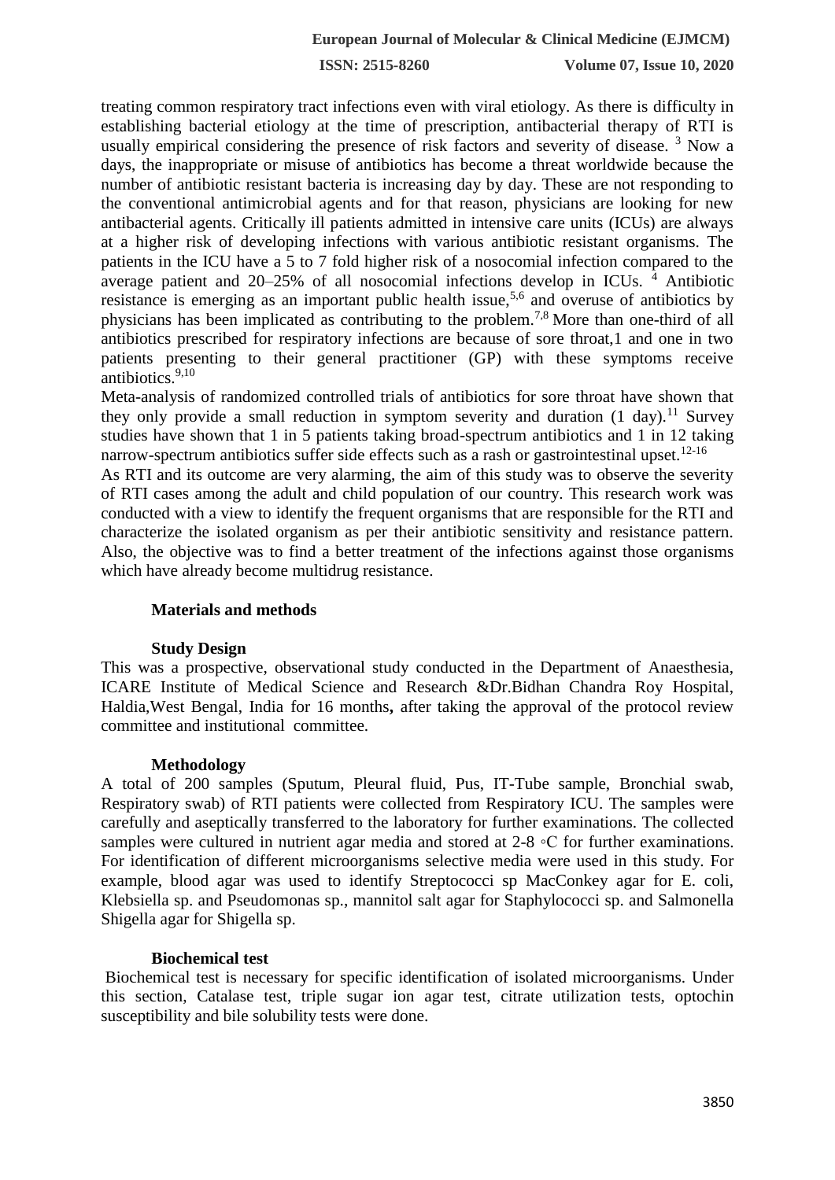treating common respiratory tract infections even with viral etiology. As there is difficulty in establishing bacterial etiology at the time of prescription, antibacterial therapy of RTI is usually empirical considering the presence of risk factors and severity of disease. [3] Now a days, the inappropriate or misuse of antibiotics has become a threat worldwide because the number of antibiotic resistant bacteria is increasing day by day. These are not responding to the conventional antimicrobial agents and for that reason, physicians are looking for new antibacterial agents. Critically ill patients admitted in intensive care units (ICUs) are always at a higher risk of developing infections with various antibiotic resistant organisms. The patients in the ICU have a 5 to 7 fold higher risk of a nosocomial infection compared to the average patient and 20–25% of all nosocomial infections develop in ICUs. [4] Antibiotic resistance is emerging as an important public health issue,[5,6] and overuse of antibiotics by physicians has been implicated as contributing to the problem.[7,8] More than one-third of all antibiotics prescribed for respiratory infections are because of sore throat,1 and one in two patients presenting to their general practitioner (GP) with these symptoms receive antibiotics.[9,10]

Meta-analysis of randomized controlled trials of antibiotics for sore throat have shown that they only provide a small reduction in symptom severity and duration (1 day).[11] Survey studies have shown that 1 in 5 patients taking broad-spectrum antibiotics and 1 in 12 taking narrow-spectrum antibiotics suffer side effects such as a rash or gastrointestinal upset.[12-16]

As RTI and its outcome are very alarming, the aim of this study was to observe the severity of RTI cases among the adult and child population of our country. This research work was conducted with a view to identify the frequent organisms that are responsible for the RTI and characterize the isolated organism as per their antibiotic sensitivity and resistance pattern. Also, the objective was to find a better treatment of the infections against those organisms which have already become multidrug resistance.

## Materials and methods

### Study Design

This was a prospective, observational study conducted in the Department of Anaesthesia, ICARE Institute of Medical Science and Research &Dr.Bidhan Chandra Roy Hospital, Haldia,West Bengal, India for 16 months**,** after taking the approval of the protocol review committee and institutional committee.

### Methodology

A total of 200 samples (Sputum, Pleural fluid, Pus, IT-Tube sample, Bronchial swab, Respiratory swab) of RTI patients were collected from Respiratory ICU. The samples were carefully and aseptically transferred to the laboratory for further examinations. The collected samples were cultured in nutrient agar media and stored at 2-8 ◦C for further examinations. For identification of different microorganisms selective media were used in this study. For example, blood agar was used to identify Streptococci sp MacConkey agar for E. coli, Klebsiella sp. and Pseudomonas sp., mannitol salt agar for Staphylococci sp. and Salmonella Shigella agar for Shigella sp.

### Biochemical test

Biochemical test is necessary for specific identification of isolated microorganisms. Under this section, Catalase test, triple sugar ion agar test, citrate utilization tests, optochin susceptibility and bile solubility tests were done.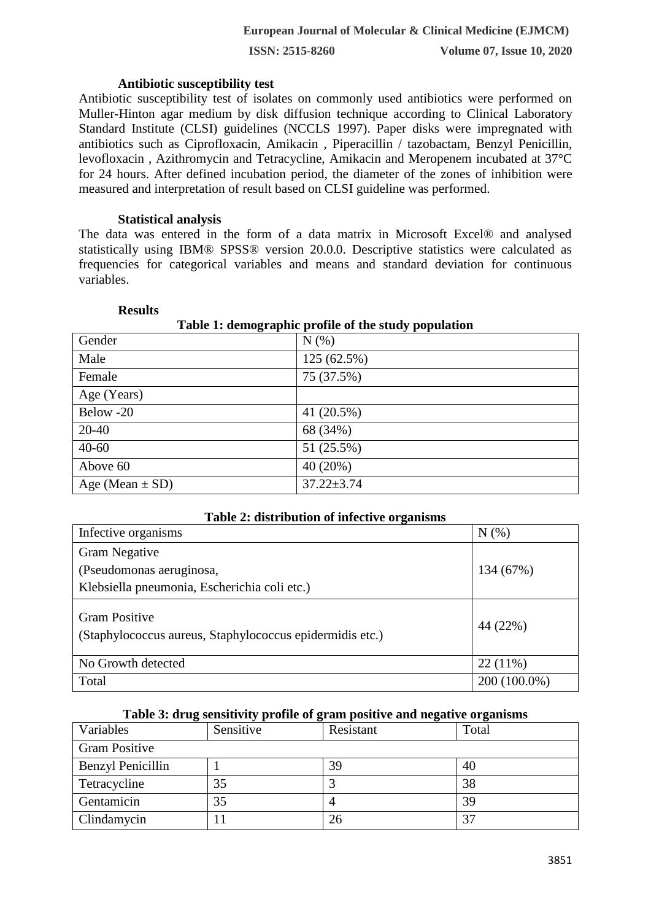### Antibiotic susceptibility test

Antibiotic susceptibility test of isolates on commonly used antibiotics were performed on Muller-Hinton agar medium by disk diffusion technique according to Clinical Laboratory Standard Institute (CLSI) guidelines (NCCLS 1997). Paper disks were impregnated with antibiotics such as Ciprofloxacin, Amikacin , Piperacillin / tazobactam, Benzyl Penicillin, levofloxacin , Azithromycin and Tetracycline, Amikacin and Meropenem incubated at 37°C for 24 hours. After defined incubation period, the diameter of the zones of inhibition were measured and interpretation of result based on CLSI guideline was performed.

### Statistical analysis

The data was entered in the form of a data matrix in Microsoft Excel® and analysed statistically using IBM® SPSS® version 20.0.0. Descriptive statistics were calculated as frequencies for categorical variables and means and standard deviation for continuous variables.

### Results

**Table 1: demographic profile of the study population**

| Gender | N (%) |
|---|---|
| Male | 125 (62.5%) |
| Female | 75 (37.5%) |
| Age (Years) | |
| Below -20 | 41 (20.5%) |
| 20-40 | 68 (34%) |
| 40-60 | 51 (25.5%) |
| Above 60 | 40 (20%) |
| Age (Mean ± SD) | 37.22±3.74 |

**Table 2: distribution of infective organisms**

| Infective organisms | N (%) |
|---|---|
| Gram Negative (Pseudomonas aeruginosa, Klebsiella pneumonia, Escherichia coli etc.) | 134 (67%) |
| Gram Positive (Staphylococcus aureus, Staphylococcus epidermidis etc.) | 44 (22%) |
| No Growth detected | 22 (11%) |
| Total | 200 (100.0%) |

**Table 3: drug sensitivity profile of gram positive and negative organisms**

| Variables | Sensitive | Resistant | Total |
|---|---|---|---|
| Gram Positive | | | |
| Benzyl Penicillin | 1 | 39 | 40 |
| Tetracycline | 35 | 3 | 38 |
| Gentamicin | 35 | 4 | 39 |
| Clindamycin | 11 | 26 | 37 |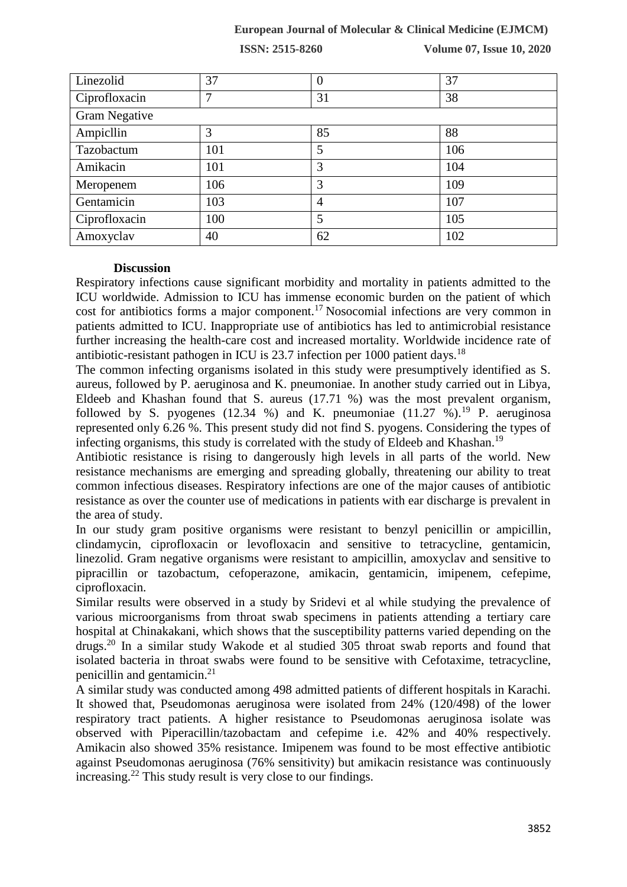| Linezolid | 37 | 0 | 37 |
| --- | --- | --- | --- |
| Ciprofloxacin | 7 | 31 | 38 |
| Gram Negative | | | |
| Ampicllin | 3 | 85 | 88 |
| Tazobactum | 101 | 5 | 106 |
| Amikacin | 101 | 3 | 104 |
| Meropenem | 106 | 3 | 109 |
| Gentamicin | 103 | 4 | 107 |
| Ciprofloxacin | 100 | 5 | 105 |
| Amoxyclav | 40 | 62 | 102 |

### Discussion

Respiratory infections cause significant morbidity and mortality in patients admitted to the ICU worldwide. Admission to ICU has immense economic burden on the patient of which cost for antibiotics forms a major component.[17] Nosocomial infections are very common in patients admitted to ICU. Inappropriate use of antibiotics has led to antimicrobial resistance further increasing the health-care cost and increased mortality. Worldwide incidence rate of antibiotic-resistant pathogen in ICU is 23.7 infection per 1000 patient days.[18]

The common infecting organisms isolated in this study were presumptively identified as S. aureus, followed by P. aeruginosa and K. pneumoniae. In another study carried out in Libya, Eldeeb and Khashan found that S. aureus (17.71 %) was the most prevalent organism, followed by S. pyogenes (12.34 %) and K. pneumoniae (11.27 %).[19] P. aeruginosa represented only 6.26 %. This present study did not find S. pyogens. Considering the types of infecting organisms, this study is correlated with the study of Eldeeb and Khashan.[19]

Antibiotic resistance is rising to dangerously high levels in all parts of the world. New resistance mechanisms are emerging and spreading globally, threatening our ability to treat common infectious diseases. Respiratory infections are one of the major causes of antibiotic resistance as over the counter use of medications in patients with ear discharge is prevalent in the area of study.

In our study gram positive organisms were resistant to benzyl penicillin or ampicillin, clindamycin, ciprofloxacin or levofloxacin and sensitive to tetracycline, gentamicin, linezolid. Gram negative organisms were resistant to ampicillin, amoxyclav and sensitive to pipracillin or tazobactum, cefoperazone, amikacin, gentamicin, imipenem, cefepime, ciprofloxacin.

Similar results were observed in a study by Sridevi et al while studying the prevalence of various microorganisms from throat swab specimens in patients attending a tertiary care hospital at Chinakakani, which shows that the susceptibility patterns varied depending on the drugs.[20] In a similar study Wakode et al studied 305 throat swab reports and found that isolated bacteria in throat swabs were found to be sensitive with Cefotaxime, tetracycline, penicillin and gentamicin.[21]

A similar study was conducted among 498 admitted patients of different hospitals in Karachi. It showed that, Pseudomonas aeruginosa were isolated from 24% (120/498) of the lower respiratory tract patients. A higher resistance to Pseudomonas aeruginosa isolate was observed with Piperacillin/tazobactam and cefepime i.e. 42% and 40% respectively. Amikacin also showed 35% resistance. Imipenem was found to be most effective antibiotic against Pseudomonas aeruginosa (76% sensitivity) but amikacin resistance was continuously increasing.[22] This study result is very close to our findings.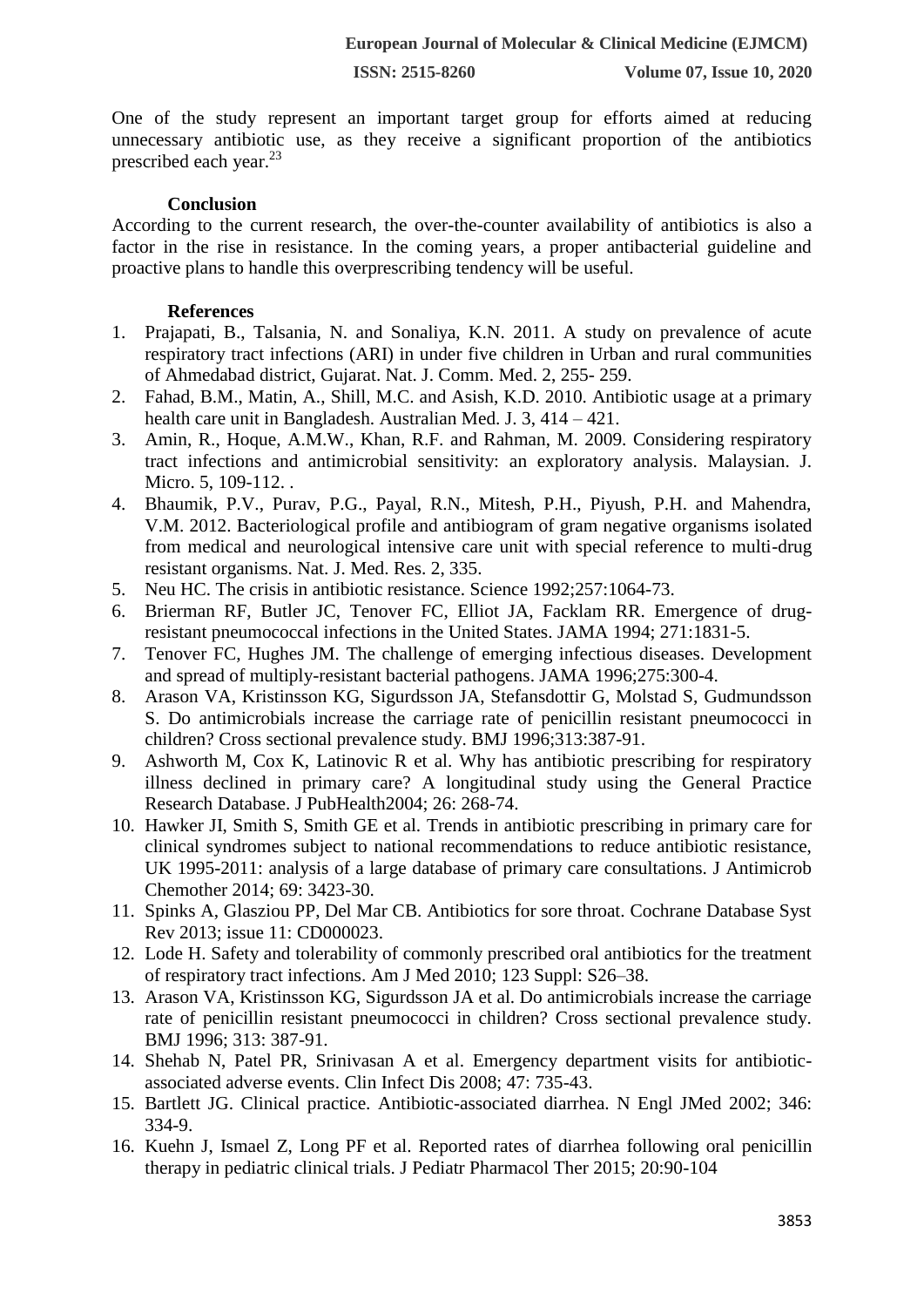One of the study represent an important target group for efforts aimed at reducing unnecessary antibiotic use, as they receive a significant proportion of the antibiotics prescribed each year.[23]

## Conclusion

According to the current research, the over-the-counter availability of antibiotics is also a factor in the rise in resistance. In the coming years, a proper antibacterial guideline and proactive plans to handle this overprescribing tendency will be useful.

## References

1. Prajapati, B., Talsania, N. and Sonaliya, K.N. 2011. A study on prevalence of acute respiratory tract infections (ARI) in under five children in Urban and rural communities of Ahmedabad district, Gujarat. Nat. J. Comm. Med. 2, 255- 259.
2. Fahad, B.M., Matin, A., Shill, M.C. and Asish, K.D. 2010. Antibiotic usage at a primary health care unit in Bangladesh. Australian Med. J. 3, 414 – 421.
3. Amin, R., Hoque, A.M.W., Khan, R.F. and Rahman, M. 2009. Considering respiratory tract infections and antimicrobial sensitivity: an exploratory analysis. Malaysian. J. Micro. 5, 109-112. .
4. Bhaumik, P.V., Purav, P.G., Payal, R.N., Mitesh, P.H., Piyush, P.H. and Mahendra, V.M. 2012. Bacteriological profile and antibiogram of gram negative organisms isolated from medical and neurological intensive care unit with special reference to multi-drug resistant organisms. Nat. J. Med. Res. 2, 335.
5. Neu HC. The crisis in antibiotic resistance. Science 1992;257:1064-73.
6. Brierman RF, Butler JC, Tenover FC, Elliot JA, Facklam RR. Emergence of drug-resistant pneumococcal infections in the United States. JAMA 1994; 271:1831-5.
7. Tenover FC, Hughes JM. The challenge of emerging infectious diseases. Development and spread of multiply-resistant bacterial pathogens. JAMA 1996;275:300-4.
8. Arason VA, Kristinsson KG, Sigurdsson JA, Stefansdottir G, Molstad S, Gudmundsson S. Do antimicrobials increase the carriage rate of penicillin resistant pneumococci in children? Cross sectional prevalence study. BMJ 1996;313:387-91.
9. Ashworth M, Cox K, Latinovic R et al. Why has antibiotic prescribing for respiratory illness declined in primary care? A longitudinal study using the General Practice Research Database. J PubHealth2004; 26: 268-74.
10. Hawker JI, Smith S, Smith GE et al. Trends in antibiotic prescribing in primary care for clinical syndromes subject to national recommendations to reduce antibiotic resistance, UK 1995-2011: analysis of a large database of primary care consultations. J Antimicrob Chemother 2014; 69: 3423-30.
11. Spinks A, Glasziou PP, Del Mar CB. Antibiotics for sore throat. Cochrane Database Syst Rev 2013; issue 11: CD000023.
12. Lode H. Safety and tolerability of commonly prescribed oral antibiotics for the treatment of respiratory tract infections. Am J Med 2010; 123 Suppl: S26–38.
13. Arason VA, Kristinsson KG, Sigurdsson JA et al. Do antimicrobials increase the carriage rate of penicillin resistant pneumococci in children? Cross sectional prevalence study. BMJ 1996; 313: 387-91.
14. Shehab N, Patel PR, Srinivasan A et al. Emergency department visits for antibiotic-associated adverse events. Clin Infect Dis 2008; 47: 735-43.
15. Bartlett JG. Clinical practice. Antibiotic-associated diarrhea. N Engl JMed 2002; 346: 334-9.
16. Kuehn J, Ismael Z, Long PF et al. Reported rates of diarrhea following oral penicillin therapy in pediatric clinical trials. J Pediatr Pharmacol Ther 2015; 20:90-104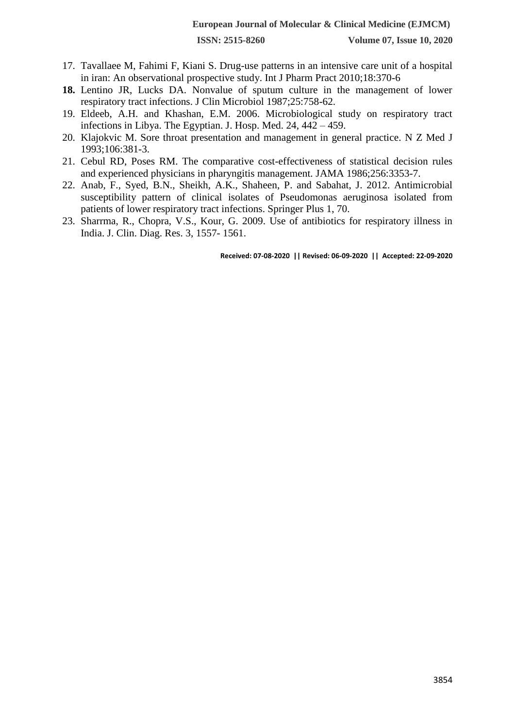17. Tavallaee M, Fahimi F, Kiani S. Drug-use patterns in an intensive care unit of a hospital in iran: An observational prospective study. Int J Pharm Pract 2010;18:370-6
18. Lentino JR, Lucks DA. Nonvalue of sputum culture in the management of lower respiratory tract infections. J Clin Microbiol 1987;25:758-62.
19. Eldeeb, A.H. and Khashan, E.M. 2006. Microbiological study on respiratory tract infections in Libya. The Egyptian. J. Hosp. Med. 24, 442 – 459.
20. Klajokvic M. Sore throat presentation and management in general practice. N Z Med J 1993;106:381-3.
21. Cebul RD, Poses RM. The comparative cost-effectiveness of statistical decision rules and experienced physicians in pharyngitis management. JAMA 1986;256:3353-7.
22. Anab, F., Syed, B.N., Sheikh, A.K., Shaheen, P. and Sabahat, J. 2012. Antimicrobial susceptibility pattern of clinical isolates of Pseudomonas aeruginosa isolated from patients of lower respiratory tract infections. Springer Plus 1, 70.
23. Sharrma, R., Chopra, V.S., Kour, G. 2009. Use of antibiotics for respiratory illness in India. J. Clin. Diag. Res. 3, 1557- 1561.

**Received: 07-08-2020 || Revised: 06-09-2020 || Accepted: 22-09-2020**